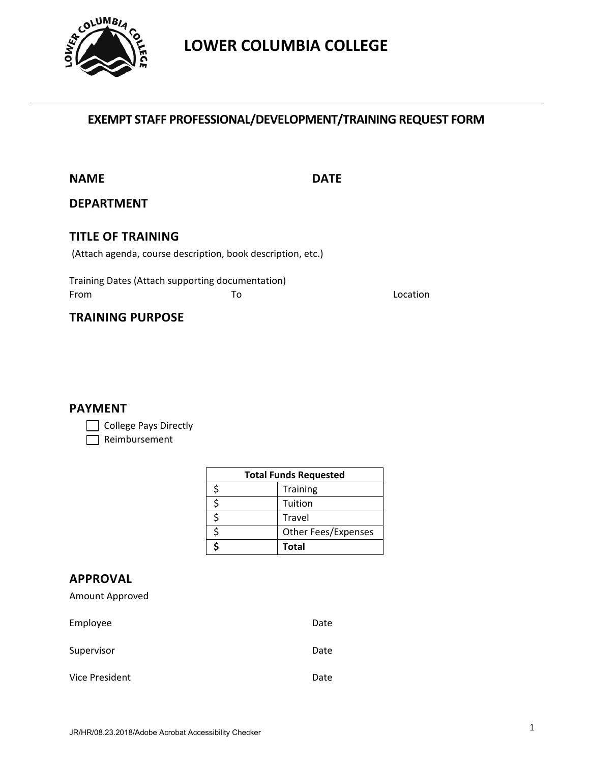# LOWER COLUMBIA COLLEGE

## EXEMPT STAFF PROFESSIONAL/DEVELOPMENT/TRAINING REQUEST FORM

**NAME** **DATE**

**DEPARTMENT**

### TITLE OF TRAINING

(Attach agenda, course description, book description, etc.)

Training Dates (Attach supporting documentation)

From To Location

### TRAINING PURPOSE

### PAYMENT

- ☐ College Pays Directly
- ☐ Reimbursement

| Total Funds Requested | |
|---|---|
| $ | Training |
| $ | Tuition |
| $ | Travel |
| $ | Other Fees/Expenses |
| **$** | **Total** |

### APPROVAL

Amount Approved

Employee Date

Supervisor Date

Vice President Date

JR/HR/08.23.2018/Adobe Acrobat Accessibility Checker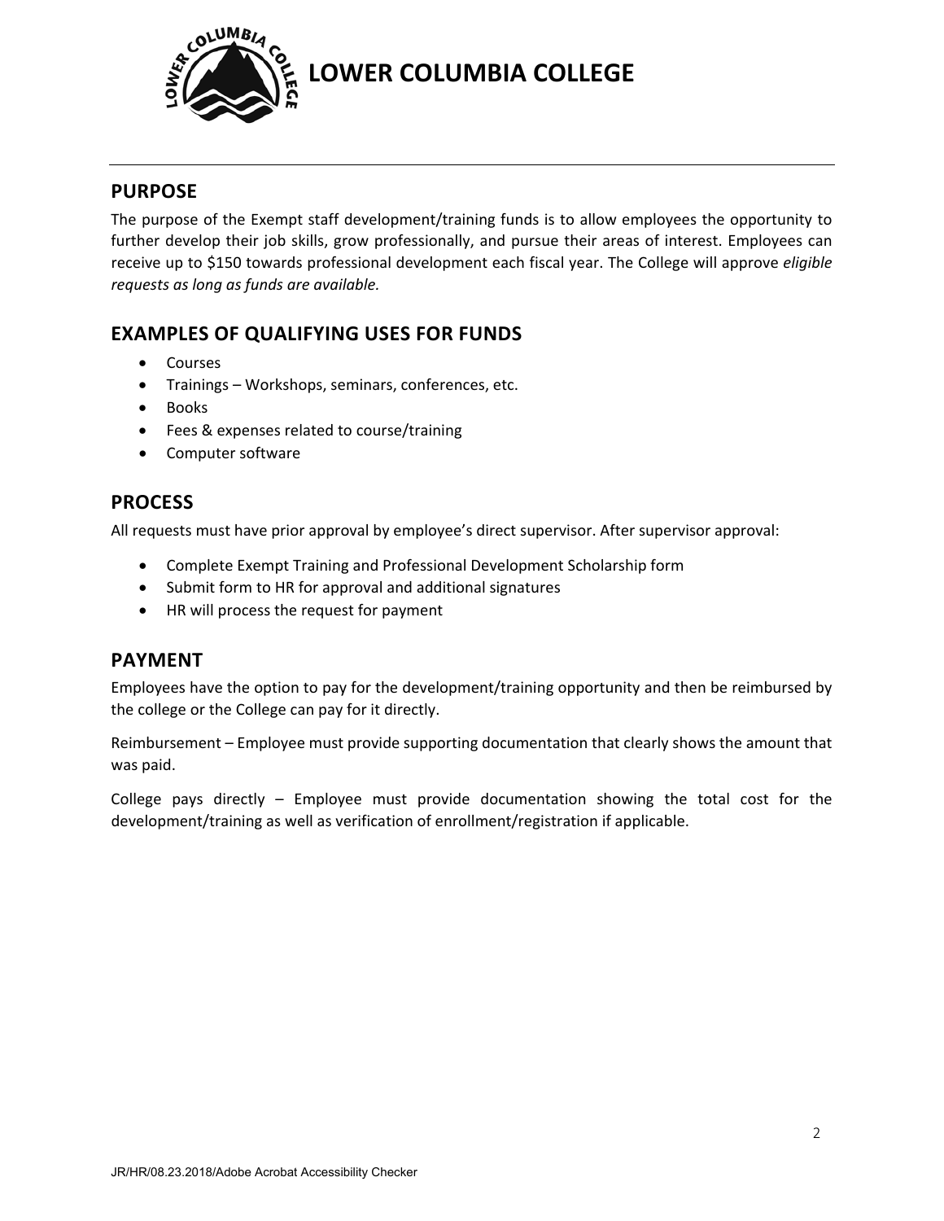# LOWER COLUMBIA COLLEGE

## PURPOSE

The purpose of the Exempt staff development/training funds is to allow employees the opportunity to further develop their job skills, grow professionally, and pursue their areas of interest. Employees can receive up to $150 towards professional development each fiscal year. The College will approve *eligible requests as long as funds are available.*

## EXAMPLES OF QUALIFYING USES FOR FUNDS

- Courses
- Trainings – Workshops, seminars, conferences, etc.
- Books
- Fees & expenses related to course/training
- Computer software

## PROCESS

All requests must have prior approval by employee's direct supervisor. After supervisor approval:

- Complete Exempt Training and Professional Development Scholarship form
- Submit form to HR for approval and additional signatures
- HR will process the request for payment

## PAYMENT

Employees have the option to pay for the development/training opportunity and then be reimbursed by the college or the College can pay for it directly.

Reimbursement – Employee must provide supporting documentation that clearly shows the amount that was paid.

College pays directly – Employee must provide documentation showing the total cost for the development/training as well as verification of enrollment/registration if applicable.

JR/HR/08.23.2018/Adobe Acrobat Accessibility Checker